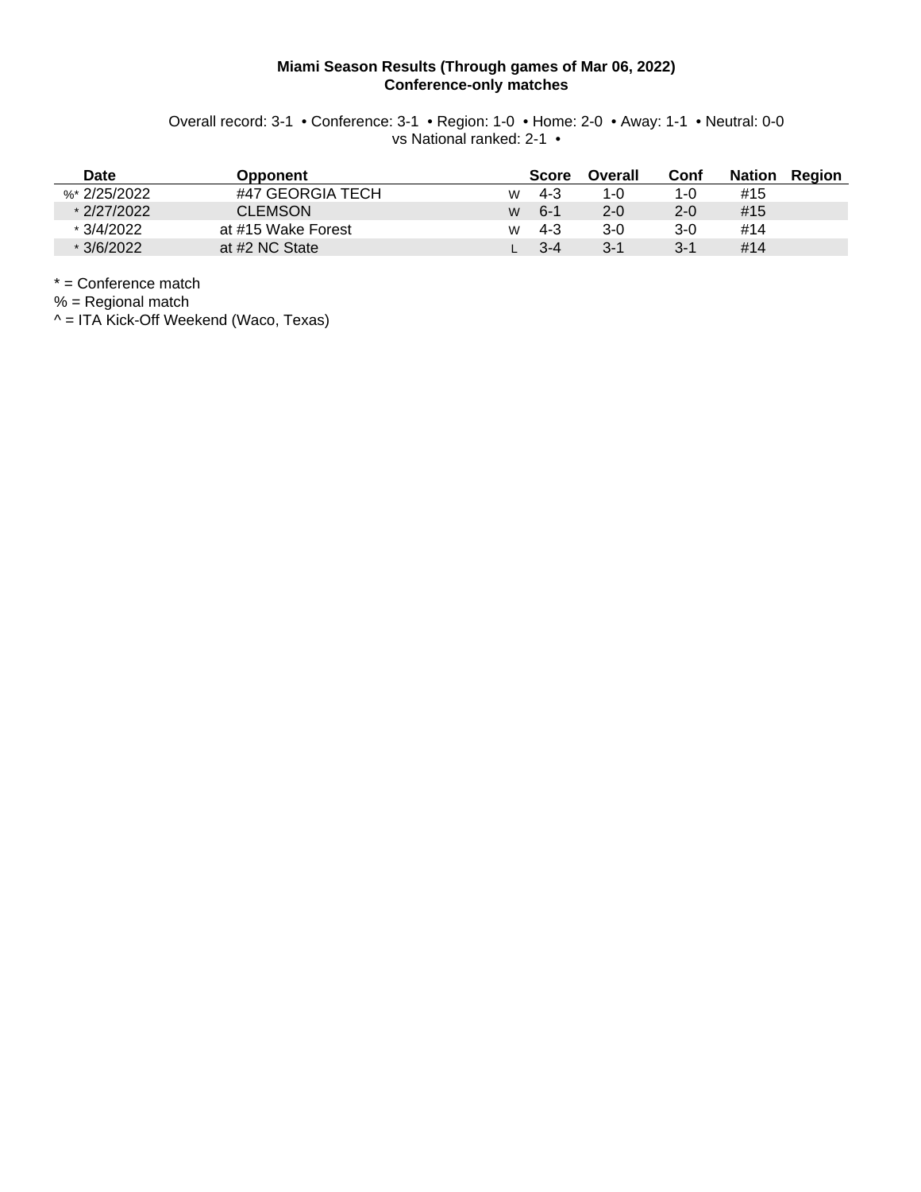**Miami Season Results (Through games of Mar 06, 2022)**
**Conference-only matches**

Overall record: 3-1 • Conference: 3-1 • Region: 1-0 • Home: 2-0 • Away: 1-1 • Neutral: 0-0
vs National ranked: 2-1 •

| Date | Opponent | | Score | Overall | Conf | Nation | Region |
|---|---|---|---|---|---|---|---|
| %* 2/25/2022 | #47 GEORGIA TECH | W | 4-3 | 1-0 | 1-0 | #15 | |
| * 2/27/2022 | CLEMSON | W | 6-1 | 2-0 | 2-0 | #15 | |
| * 3/4/2022 | at #15 Wake Forest | W | 4-3 | 3-0 | 3-0 | #14 | |
| * 3/6/2022 | at #2 NC State | L | 3-4 | 3-1 | 3-1 | #14 | |

* = Conference match
% = Regional match
^ = ITA Kick-Off Weekend (Waco, Texas)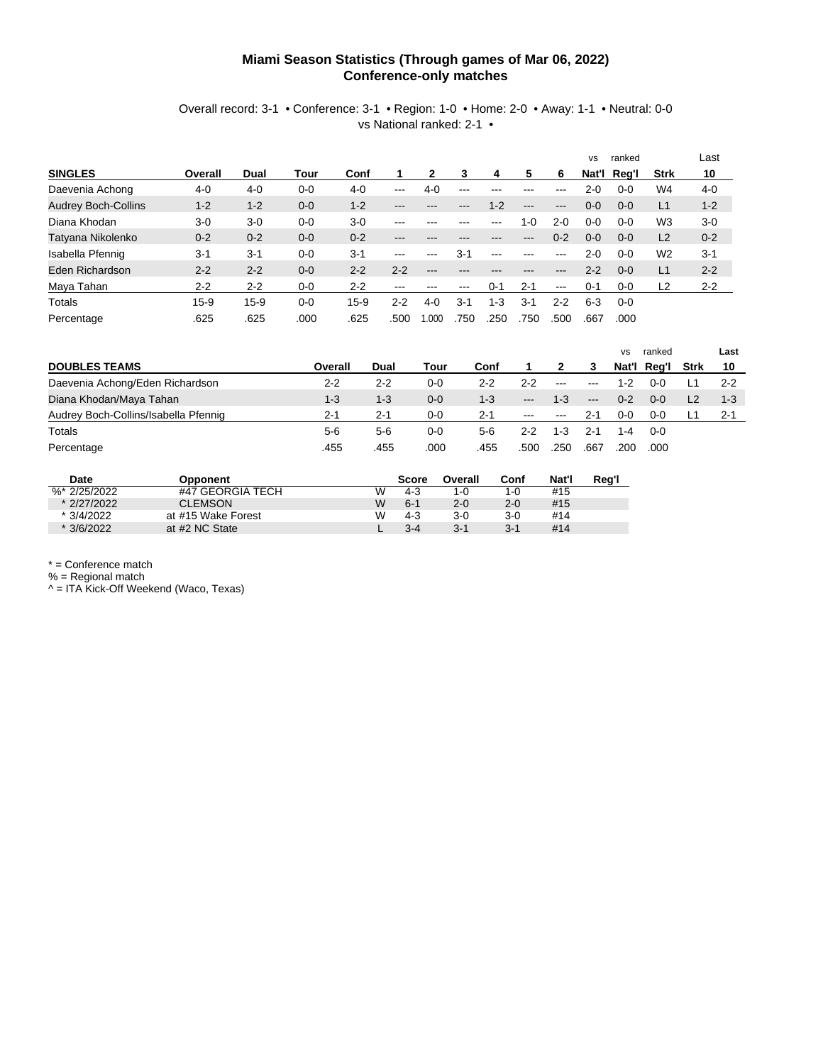# Miami Season Statistics (Through games of Mar 06, 2022)
## Conference-only matches

Overall record: 3-1 • Conference: 3-1 • Region: 1-0 • Home: 2-0 • Away: 1-1 • Neutral: 0-0
vs National ranked: 2-1 •

| SINGLES | Overall | Dual | Tour | Conf | 1 | 2 | 3 | 4 | 5 | 6 | vs Nat'l | ranked Reg'l | Strk | Last 10 |
|---|---|---|---|---|---|---|---|---|---|---|---|---|---|---|
| Daevenia Achong | 4-0 | 4-0 | 0-0 | 4-0 | --- | 4-0 | --- | --- | --- | --- | 2-0 | 0-0 | W4 | 4-0 |
| Audrey Boch-Collins | 1-2 | 1-2 | 0-0 | 1-2 | --- | --- | --- | 1-2 | --- | --- | 0-0 | 0-0 | L1 | 1-2 |
| Diana Khodan | 3-0 | 3-0 | 0-0 | 3-0 | --- | --- | --- | --- | 1-0 | 2-0 | 0-0 | 0-0 | W3 | 3-0 |
| Tatyana Nikolenko | 0-2 | 0-2 | 0-0 | 0-2 | --- | --- | --- | --- | --- | 0-2 | 0-0 | 0-0 | L2 | 0-2 |
| Isabella Pfennig | 3-1 | 3-1 | 0-0 | 3-1 | --- | --- | 3-1 | --- | --- | --- | 2-0 | 0-0 | W2 | 3-1 |
| Eden Richardson | 2-2 | 2-2 | 0-0 | 2-2 | 2-2 | --- | --- | --- | --- | --- | 2-2 | 0-0 | L1 | 2-2 |
| Maya Tahan | 2-2 | 2-2 | 0-0 | 2-2 | --- | --- | --- | 0-1 | 2-1 | --- | 0-1 | 0-0 | L2 | 2-2 |
| Totals | 15-9 | 15-9 | 0-0 | 15-9 | 2-2 | 4-0 | 3-1 | 1-3 | 3-1 | 2-2 | 6-3 | 0-0 | | |
| Percentage | .625 | .625 | .000 | .625 | .500 | 1.000 | .750 | .250 | .750 | .500 | .667 | .000 | | |

| DOUBLES TEAMS | Overall | Dual | Tour | Conf | 1 | 2 | 3 | vs Nat'l | ranked Reg'l | Strk | Last 10 |
|---|---|---|---|---|---|---|---|---|---|---|---|
| Daevenia Achong/Eden Richardson | 2-2 | 2-2 | 0-0 | 2-2 | 2-2 | --- | --- | 1-2 | 0-0 | L1 | 2-2 |
| Diana Khodan/Maya Tahan | 1-3 | 1-3 | 0-0 | 1-3 | --- | 1-3 | --- | 0-2 | 0-0 | L2 | 1-3 |
| Audrey Boch-Collins/Isabella Pfennig | 2-1 | 2-1 | 0-0 | 2-1 | --- | --- | 2-1 | 0-0 | 0-0 | L1 | 2-1 |
| Totals | 5-6 | 5-6 | 0-0 | 5-6 | 2-2 | 1-3 | 2-1 | 1-4 | 0-0 | | |
| Percentage | .455 | .455 | .000 | .455 | .500 | .250 | .667 | .200 | .000 | | |

| Date | Opponent | | Score | Overall | Conf | Nat'l | Reg'l |
|---|---|---|---|---|---|---|---|
| %* 2/25/2022 | #47 GEORGIA TECH | W | 4-3 | 1-0 | 1-0 | #15 | |
| * 2/27/2022 | CLEMSON | W | 6-1 | 2-0 | 2-0 | #15 | |
| * 3/4/2022 | at #15 Wake Forest | W | 4-3 | 3-0 | 3-0 | #14 | |
| * 3/6/2022 | at #2 NC State | L | 3-4 | 3-1 | 3-1 | #14 | |

* = Conference match
% = Regional match
^ = ITA Kick-Off Weekend (Waco, Texas)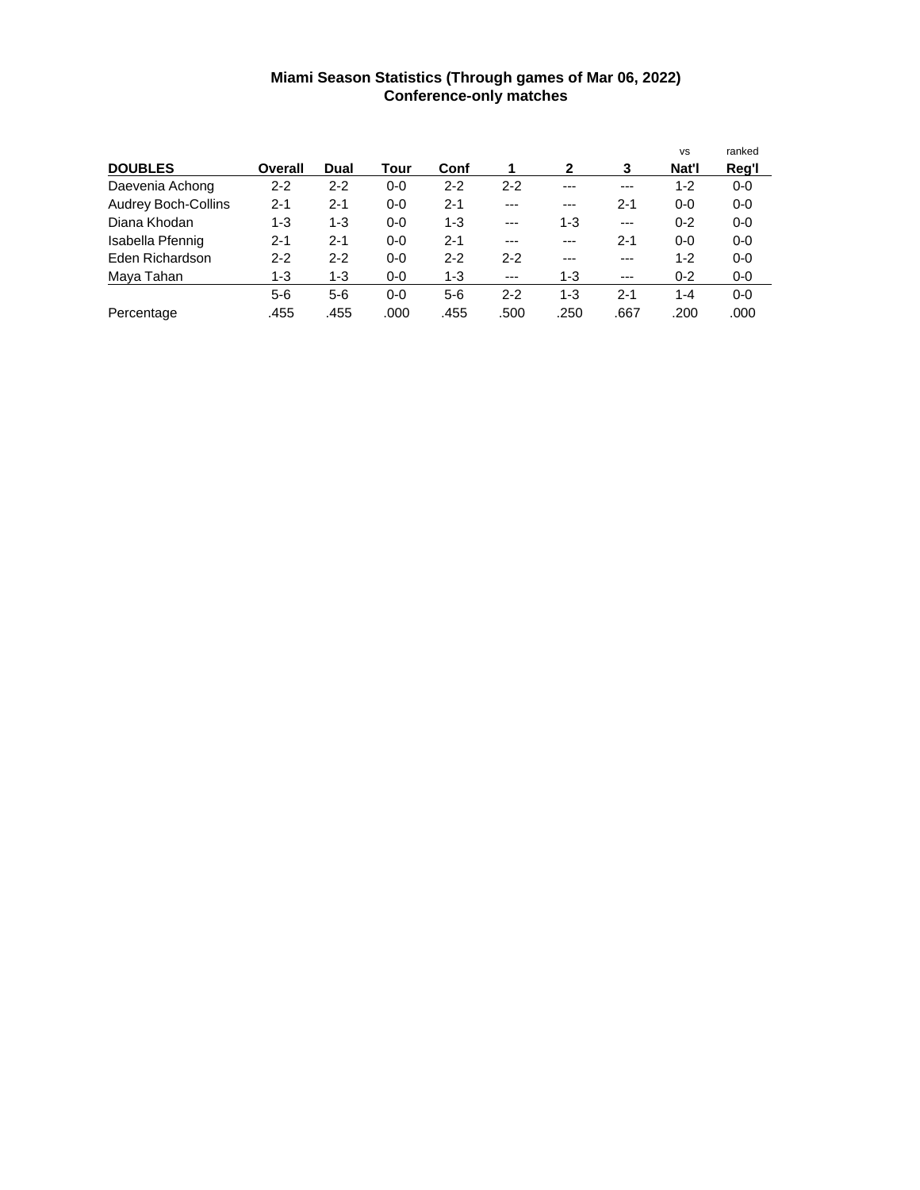**Miami Season Statistics (Through games of Mar 06, 2022)**
**Conference-only matches**

| DOUBLES | Overall | Dual | Tour | Conf | 1 | 2 | 3 | vs Nat'l | ranked Reg'l |
|---|---|---|---|---|---|---|---|---|---|
| Daevenia Achong | 2-2 | 2-2 | 0-0 | 2-2 | 2-2 | --- | --- | 1-2 | 0-0 |
| Audrey Boch-Collins | 2-1 | 2-1 | 0-0 | 2-1 | --- | --- | 2-1 | 0-0 | 0-0 |
| Diana Khodan | 1-3 | 1-3 | 0-0 | 1-3 | --- | 1-3 | --- | 0-2 | 0-0 |
| Isabella Pfennig | 2-1 | 2-1 | 0-0 | 2-1 | --- | --- | 2-1 | 0-0 | 0-0 |
| Eden Richardson | 2-2 | 2-2 | 0-0 | 2-2 | 2-2 | --- | --- | 1-2 | 0-0 |
| Maya Tahan | 1-3 | 1-3 | 0-0 | 1-3 | --- | 1-3 | --- | 0-2 | 0-0 |
| | 5-6 | 5-6 | 0-0 | 5-6 | 2-2 | 1-3 | 2-1 | 1-4 | 0-0 |
| Percentage | .455 | .455 | .000 | .455 | .500 | .250 | .667 | .200 | .000 |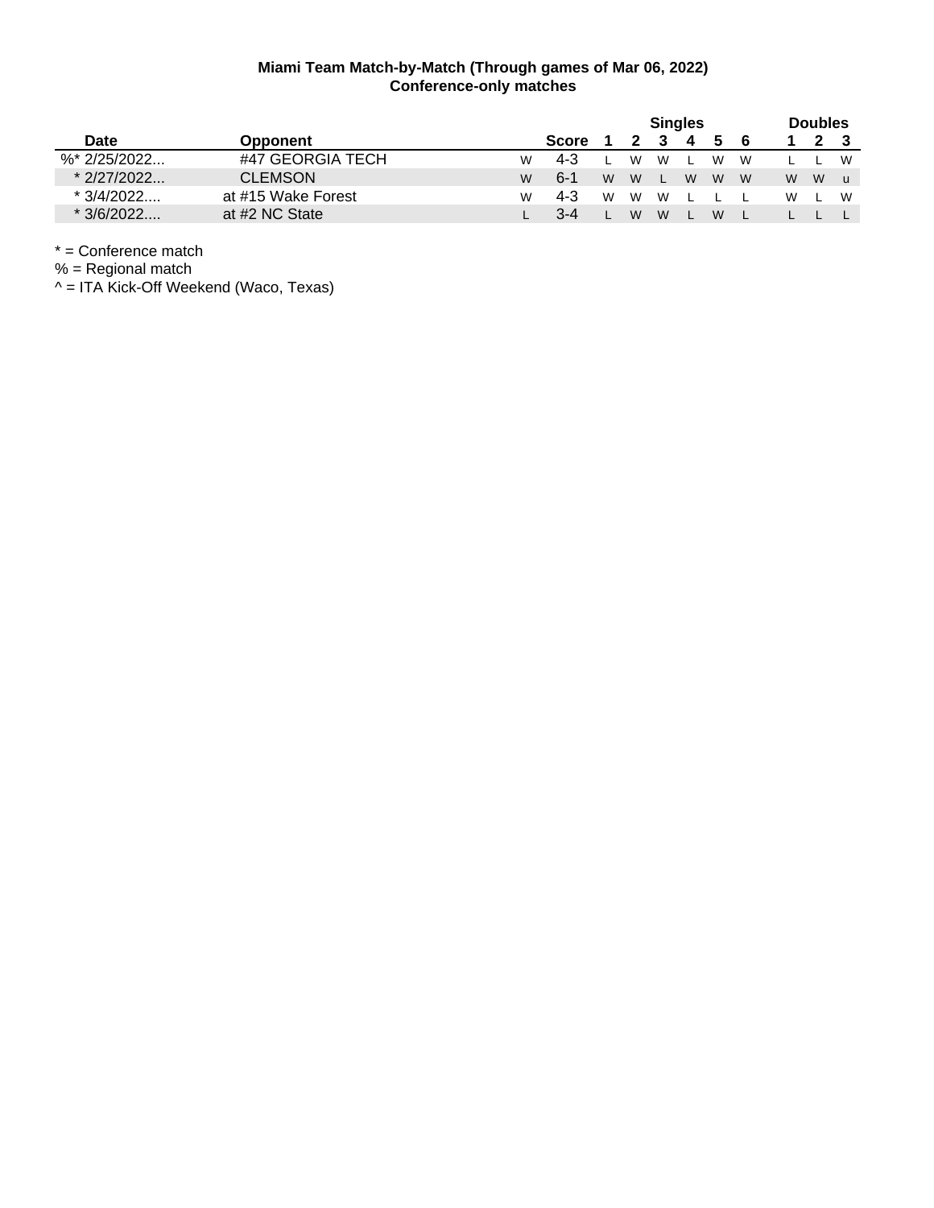**Miami Team Match-by-Match (Through games of Mar 06, 2022)**
**Conference-only matches**

| Date | Opponent | | Score | Singles 1 | 2 | 3 | 4 | 5 | 6 | Doubles 1 | 2 | 3 |
|---|---|---|---|---|---|---|---|---|---|---|---|---|
| %* 2/25/2022... | #47 GEORGIA TECH | W | 4-3 | L | W | W | L | W | W | L | L | W |
| * 2/27/2022... | CLEMSON | W | 6-1 | W | W | L | W | W | W | W | W | u |
| * 3/4/2022.... | at #15 Wake Forest | W | 4-3 | W | W | W | L | L | L | W | L | W |
| * 3/6/2022.... | at #2 NC State | L | 3-4 | L | W | W | L | W | L | L | L | L |

* = Conference match
% = Regional match
^ = ITA Kick-Off Weekend (Waco, Texas)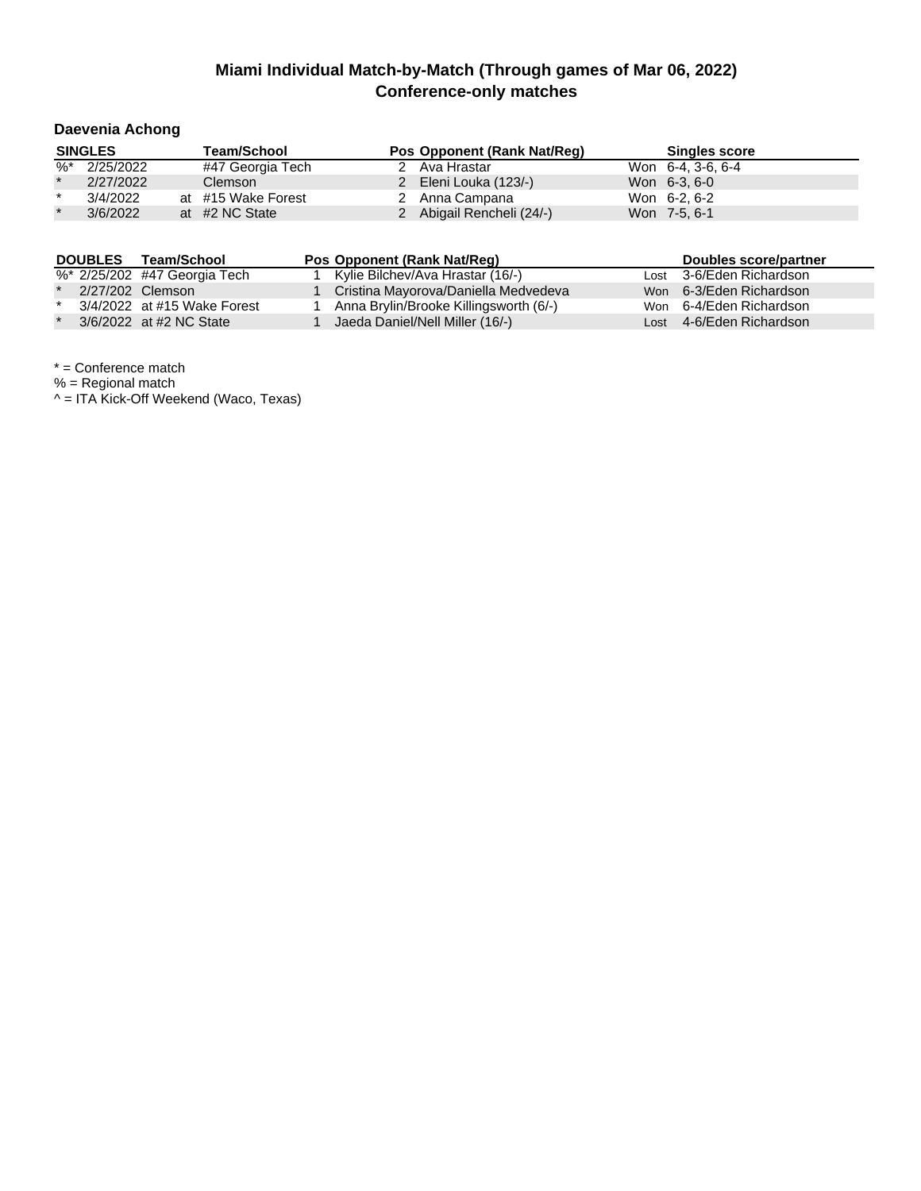# Miami Individual Match-by-Match (Through games of Mar 06, 2022)
## Conference-only matches

### Daevenia Achong

| SINGLES | | | Team/School | Pos | Opponent (Rank Nat/Reg) | | Singles score |
|---|---|---|---|---|---|---|---|
| %* | 2/25/2022 | | #47 Georgia Tech | 2 | Ava Hrastar | Won | 6-4, 3-6, 6-4 |
| * | 2/27/2022 | | Clemson | 2 | Eleni Louka (123/-) | Won | 6-3, 6-0 |
| * | 3/4/2022 | at | #15 Wake Forest | 2 | Anna Campana | Won | 6-2, 6-2 |
| * | 3/6/2022 | at | #2 NC State | 2 | Abigail Rencheli (24/-) | Won | 7-5, 6-1 |

| DOUBLES | | Team/School | Pos | Opponent (Rank Nat/Reg) | | Doubles score/partner |
|---|---|---|---|---|---|---|
| %* | 2/25/202 | #47 Georgia Tech | 1 | Kylie Bilchev/Ava Hrastar (16/-) | Lost | 3-6/Eden Richardson |
| * | 2/27/202 | Clemson | 1 | Cristina Mayorova/Daniella Medvedeva | Won | 6-3/Eden Richardson |
| * | 3/4/2022 | at #15 Wake Forest | 1 | Anna Brylin/Brooke Killingsworth (6/-) | Won | 6-4/Eden Richardson |
| * | 3/6/2022 | at #2 NC State | 1 | Jaeda Daniel/Nell Miller (16/-) | Lost | 4-6/Eden Richardson |

* = Conference match
% = Regional match
^ = ITA Kick-Off Weekend (Waco, Texas)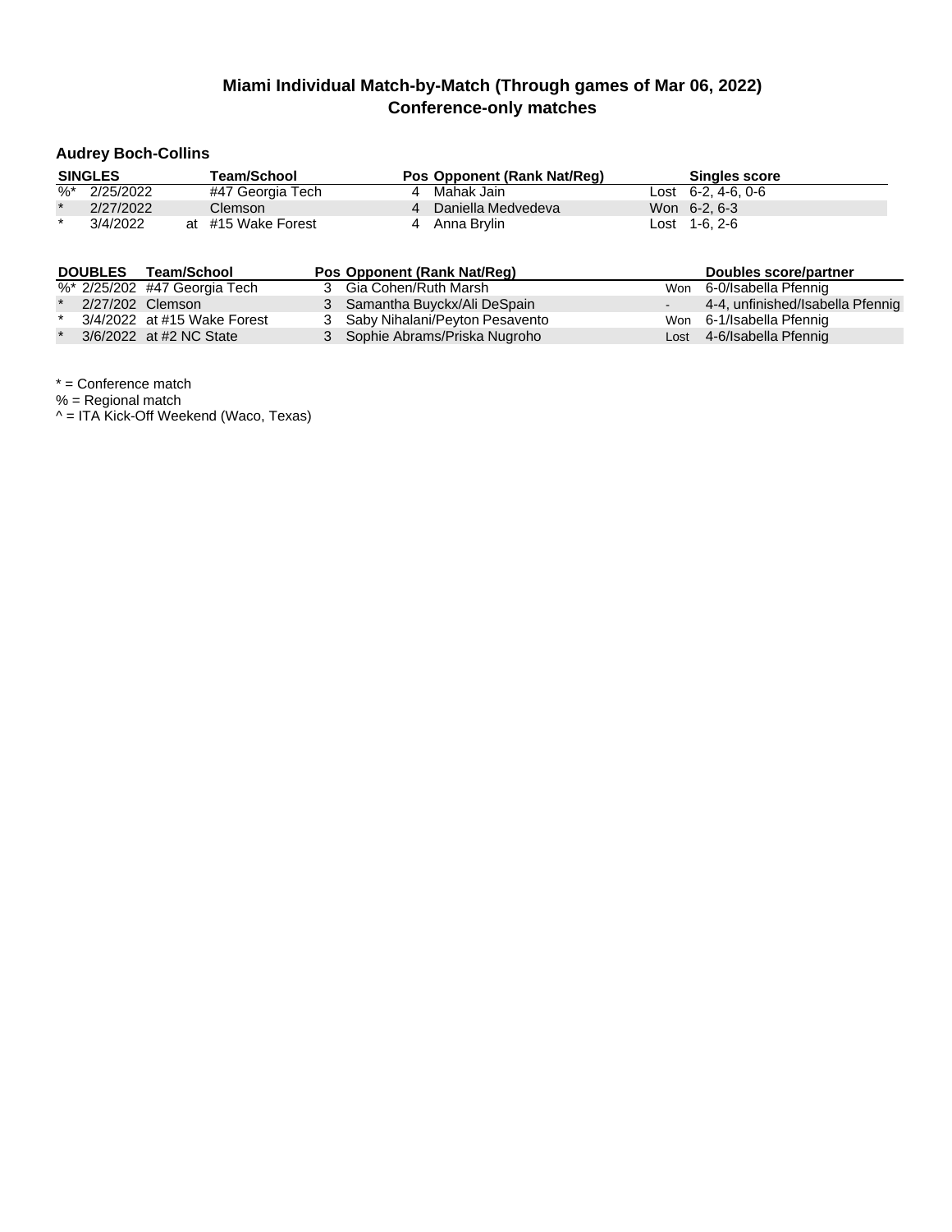# Miami Individual Match-by-Match (Through games of Mar 06, 2022)
## Conference-only matches

### Audrey Boch-Collins

| SINGLES | | | Team/School | Pos | Opponent (Rank Nat/Reg) | | Singles score |
|---|---|---|---|---|---|---|---|
| %* | 2/25/2022 | | #47 Georgia Tech | 4 | Mahak Jain | Lost | 6-2, 4-6, 0-6 |
| * | 2/27/2022 | | Clemson | 4 | Daniella Medvedeva | Won | 6-2, 6-3 |
| * | 3/4/2022 | at | #15 Wake Forest | 4 | Anna Brylin | Lost | 1-6, 2-6 |

| DOUBLES | | Team/School | Pos | Opponent (Rank Nat/Reg) | | Doubles score/partner |
|---|---|---|---|---|---|---|
| %* | 2/25/202 | #47 Georgia Tech | 3 | Gia Cohen/Ruth Marsh | Won | 6-0/Isabella Pfennig |
| * | 2/27/202 | Clemson | 3 | Samantha Buyckx/Ali DeSpain | - | 4-4, unfinished/Isabella Pfennig |
| * | 3/4/2022 | at #15 Wake Forest | 3 | Saby Nihalani/Peyton Pesavento | Won | 6-1/Isabella Pfennig |
| * | 3/6/2022 | at #2 NC State | 3 | Sophie Abrams/Priska Nugroho | Lost | 4-6/Isabella Pfennig |

* = Conference match
% = Regional match
^ = ITA Kick-Off Weekend (Waco, Texas)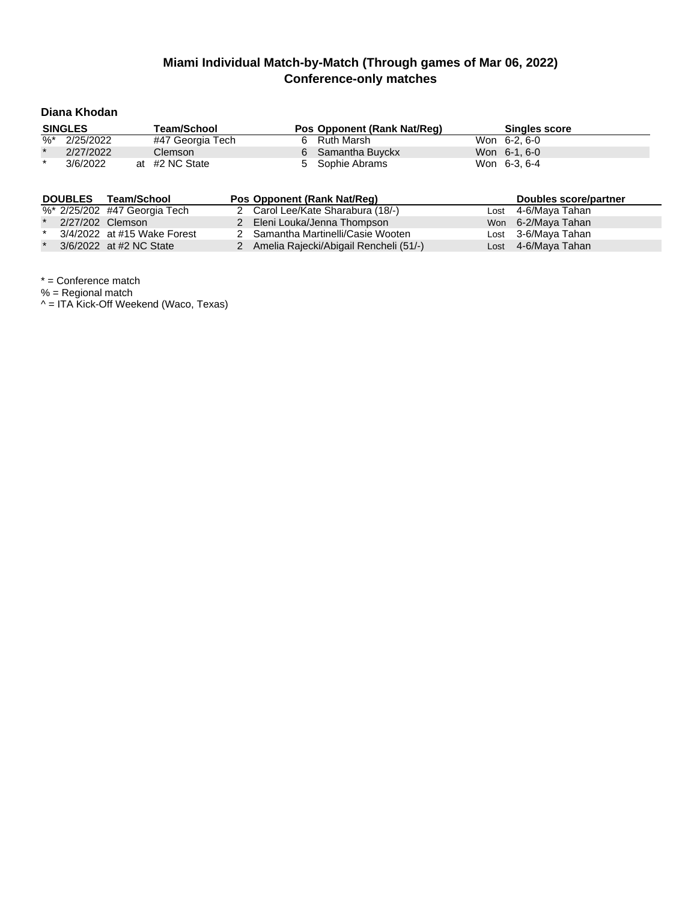## Miami Individual Match-by-Match (Through games of Mar 06, 2022)
## Conference-only matches

### Diana Khodan

| SINGLES | | Team/School | Pos | Opponent (Rank Nat/Reg) | | Singles score |
|---|---|---|---|---|---|---|
| %* | 2/25/2022 | #47 Georgia Tech | 6 | Ruth Marsh | Won | 6-2, 6-0 |
| * | 2/27/2022 | Clemson | 6 | Samantha Buyckx | Won | 6-1, 6-0 |
| * | 3/6/2022 | at #2 NC State | 5 | Sophie Abrams | Won | 6-3, 6-4 |

| DOUBLES | | Team/School | Pos | Opponent (Rank Nat/Reg) | | Doubles score/partner |
|---|---|---|---|---|---|---|
| %* | 2/25/202 | #47 Georgia Tech | 2 | Carol Lee/Kate Sharabura (18/-) | Lost | 4-6/Maya Tahan |
| * | 2/27/202 | Clemson | 2 | Eleni Louka/Jenna Thompson | Won | 6-2/Maya Tahan |
| * | 3/4/2022 | at #15 Wake Forest | 2 | Samantha Martinelli/Casie Wooten | Lost | 3-6/Maya Tahan |
| * | 3/6/2022 | at #2 NC State | 2 | Amelia Rajecki/Abigail Rencheli (51/-) | Lost | 4-6/Maya Tahan |

* = Conference match
% = Regional match
^ = ITA Kick-Off Weekend (Waco, Texas)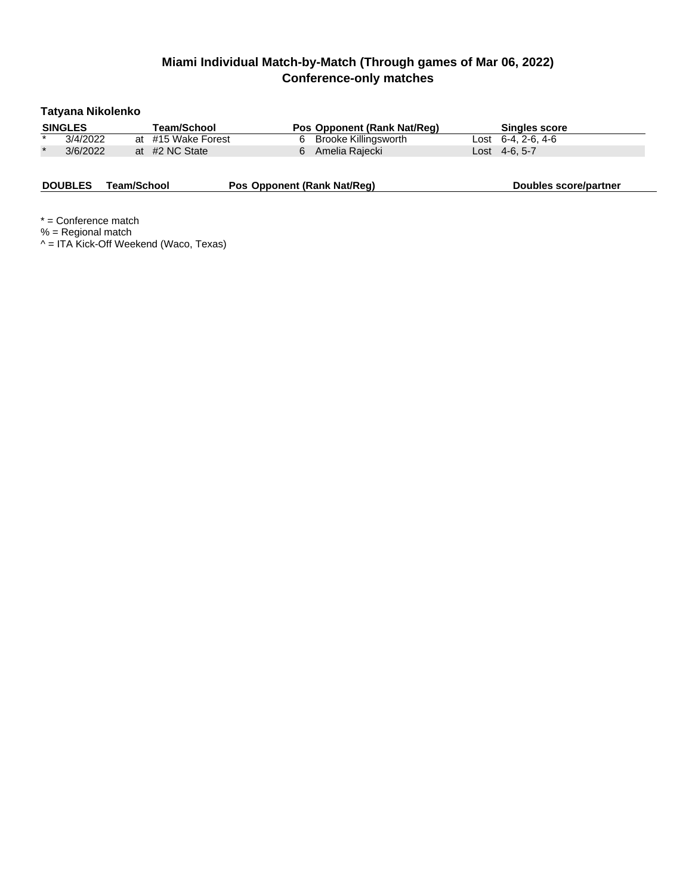# Miami Individual Match-by-Match (Through games of Mar 06, 2022)
## Conference-only matches

### Tatyana Nikolenko

| SINGLES | | | Team/School | Pos | Opponent (Rank Nat/Reg) | | Singles score |
|---|---|---|---|---|---|---|---|
| * | 3/4/2022 | at | #15 Wake Forest | 6 | Brooke Killingsworth | Lost | 6-4, 2-6, 4-6 |
| * | 3/6/2022 | at | #2 NC State | 6 | Amelia Rajecki | Lost | 4-6, 5-7 |

| DOUBLES | Team/School | Pos | Opponent (Rank Nat/Reg) | Doubles score/partner |
|---|---|---|---|---|

* = Conference match
% = Regional match
^ = ITA Kick-Off Weekend (Waco, Texas)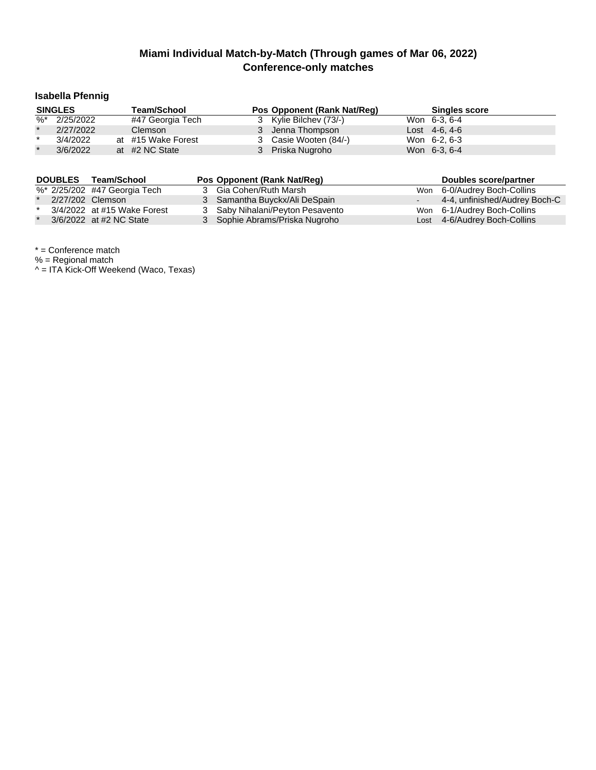# Miami Individual Match-by-Match (Through games of Mar 06, 2022)
## Conference-only matches

### Isabella Pfennig

| SINGLES | | | Team/School | Pos | Opponent (Rank Nat/Reg) | | Singles score |
|---|---|---|---|---|---|---|---|
| %* | 2/25/2022 | | #47 Georgia Tech | 3 | Kylie Bilchev (73/-) | Won | 6-3, 6-4 |
| * | 2/27/2022 | | Clemson | 3 | Jenna Thompson | Lost | 4-6, 4-6 |
| * | 3/4/2022 | at | #15 Wake Forest | 3 | Casie Wooten (84/-) | Won | 6-2, 6-3 |
| * | 3/6/2022 | at | #2 NC State | 3 | Priska Nugroho | Won | 6-3, 6-4 |

| DOUBLES | | Team/School | Pos | Opponent (Rank Nat/Reg) | | Doubles score/partner |
|---|---|---|---|---|---|---|
| %* | 2/25/202 | #47 Georgia Tech | 3 | Gia Cohen/Ruth Marsh | Won | 6-0/Audrey Boch-Collins |
| * | 2/27/202 | Clemson | 3 | Samantha Buyckx/Ali DeSpain | - | 4-4, unfinished/Audrey Boch-C |
| * | 3/4/2022 | at #15 Wake Forest | 3 | Saby Nihalani/Peyton Pesavento | Won | 6-1/Audrey Boch-Collins |
| * | 3/6/2022 | at #2 NC State | 3 | Sophie Abrams/Priska Nugroho | Lost | 4-6/Audrey Boch-Collins |

* = Conference match
% = Regional match
^ = ITA Kick-Off Weekend (Waco, Texas)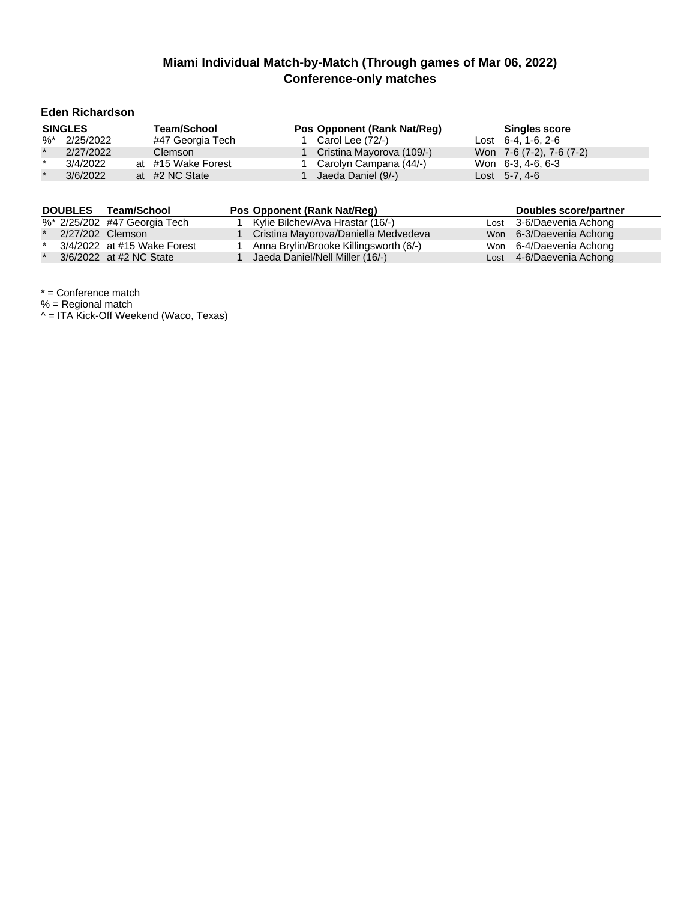## Miami Individual Match-by-Match (Through games of Mar 06, 2022)
## Conference-only matches

### Eden Richardson

| SINGLES | | | Team/School | Pos | Opponent (Rank Nat/Reg) | | Singles score |
|---|---|---|---|---|---|---|---|
| %* | 2/25/2022 | | #47 Georgia Tech | 1 | Carol Lee (72/-) | Lost | 6-4, 1-6, 2-6 |
| * | 2/27/2022 | | Clemson | 1 | Cristina Mayorova (109/-) | Won | 7-6 (7-2), 7-6 (7-2) |
| * | 3/4/2022 | at | #15 Wake Forest | 1 | Carolyn Campana (44/-) | Won | 6-3, 4-6, 6-3 |
| * | 3/6/2022 | at | #2 NC State | 1 | Jaeda Daniel (9/-) | Lost | 5-7, 4-6 |

| DOUBLES | | Team/School | Pos | Opponent (Rank Nat/Reg) | | Doubles score/partner |
|---|---|---|---|---|---|---|
| %* | 2/25/202 | #47 Georgia Tech | 1 | Kylie Bilchev/Ava Hrastar (16/-) | Lost | 3-6/Daevenia Achong |
| * | 2/27/202 | Clemson | 1 | Cristina Mayorova/Daniella Medvedeva | Won | 6-3/Daevenia Achong |
| * | 3/4/2022 | at #15 Wake Forest | 1 | Anna Brylin/Brooke Killingsworth (6/-) | Won | 6-4/Daevenia Achong |
| * | 3/6/2022 | at #2 NC State | 1 | Jaeda Daniel/Nell Miller (16/-) | Lost | 4-6/Daevenia Achong |

* = Conference match
% = Regional match
^ = ITA Kick-Off Weekend (Waco, Texas)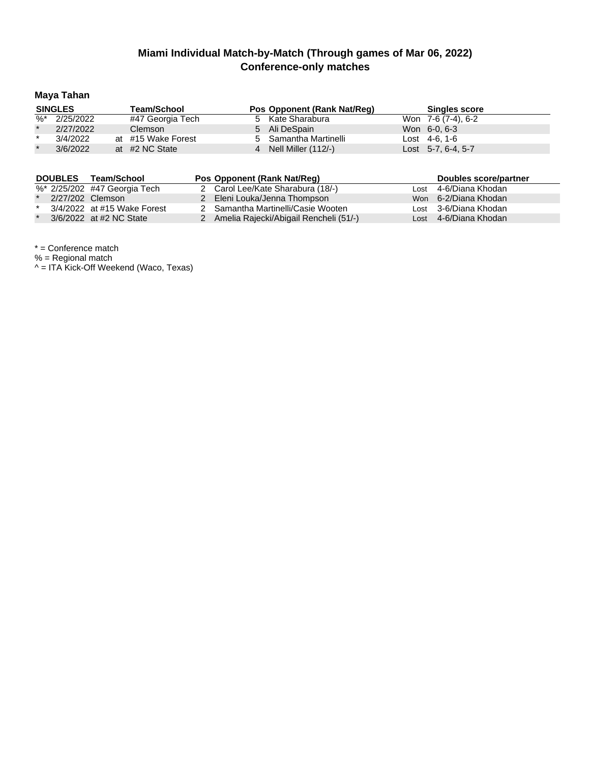# Miami Individual Match-by-Match (Through games of Mar 06, 2022)
## Conference-only matches

### Maya Tahan

| SINGLES | | | Team/School | Pos | Opponent (Rank Nat/Reg) | | Singles score |
|---|---|---|---|---|---|---|---|
| %* | 2/25/2022 | | #47 Georgia Tech | 5 | Kate Sharabura | Won | 7-6 (7-4), 6-2 |
| * | 2/27/2022 | | Clemson | 5 | Ali DeSpain | Won | 6-0, 6-3 |
| * | 3/4/2022 | at | #15 Wake Forest | 5 | Samantha Martinelli | Lost | 4-6, 1-6 |
| * | 3/6/2022 | at | #2 NC State | 4 | Nell Miller (112/-) | Lost | 5-7, 6-4, 5-7 |

| DOUBLES | | Team/School | Pos | Opponent (Rank Nat/Reg) | | Doubles score/partner |
|---|---|---|---|---|---|---|
| %* | 2/25/202 | #47 Georgia Tech | 2 | Carol Lee/Kate Sharabura (18/-) | Lost | 4-6/Diana Khodan |
| * | 2/27/202 | Clemson | 2 | Eleni Louka/Jenna Thompson | Won | 6-2/Diana Khodan |
| * | 3/4/2022 | at #15 Wake Forest | 2 | Samantha Martinelli/Casie Wooten | Lost | 3-6/Diana Khodan |
| * | 3/6/2022 | at #2 NC State | 2 | Amelia Rajecki/Abigail Rencheli (51/-) | Lost | 4-6/Diana Khodan |

* = Conference match
% = Regional match
^ = ITA Kick-Off Weekend (Waco, Texas)